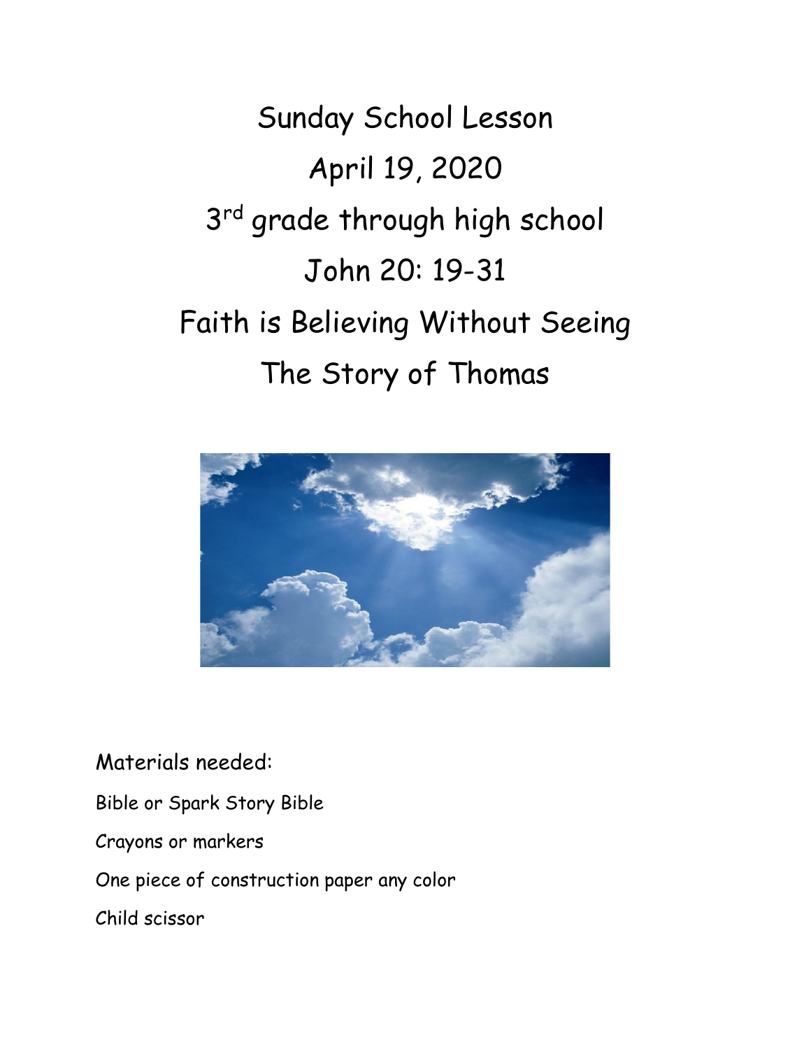# Sunday School Lesson

## April 19, 2020

## 3rd grade through high school

## John 20: 19-31

## Faith is Believing Without Seeing

## The Story of Thomas

Materials needed:

Bible or Spark Story Bible

Crayons or markers

One piece of construction paper any color

Child scissor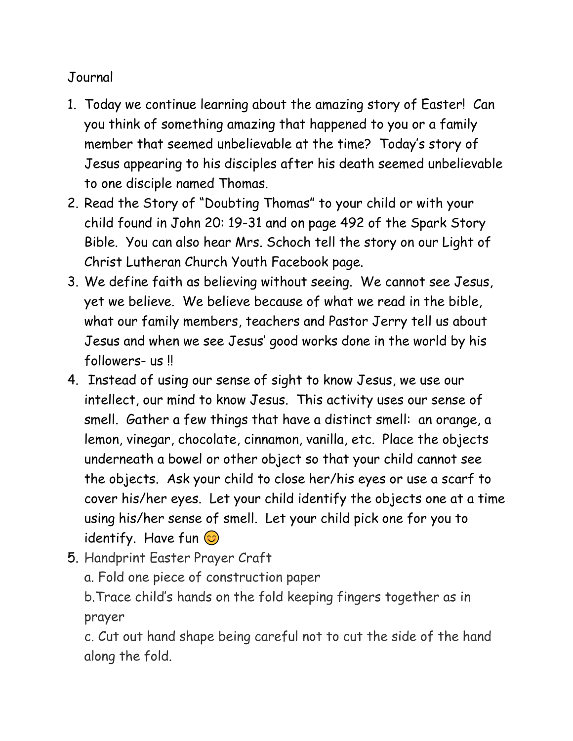Journal

1. Today we continue learning about the amazing story of Easter! Can you think of something amazing that happened to you or a family member that seemed unbelievable at the time? Today's story of Jesus appearing to his disciples after his death seemed unbelievable to one disciple named Thomas.
2. Read the Story of "Doubting Thomas" to your child or with your child found in John 20: 19-31 and on page 492 of the Spark Story Bible. You can also hear Mrs. Schoch tell the story on our Light of Christ Lutheran Church Youth Facebook page.
3. We define faith as believing without seeing. We cannot see Jesus, yet we believe. We believe because of what we read in the bible, what our family members, teachers and Pastor Jerry tell us about Jesus and when we see Jesus' good works done in the world by his followers- us !!
4. Instead of using our sense of sight to know Jesus, we use our intellect, our mind to know Jesus. This activity uses our sense of smell. Gather a few things that have a distinct smell: an orange, a lemon, vinegar, chocolate, cinnamon, vanilla, etc. Place the objects underneath a bowel or other object so that your child cannot see the objects. Ask your child to close her/his eyes or use a scarf to cover his/her eyes. Let your child identify the objects one at a time using his/her sense of smell. Let your child pick one for you to identify. Have fun 😊
5. Handprint Easter Prayer Craft

   a. Fold one piece of construction paper

   b.Trace child's hands on the fold keeping fingers together as in prayer

   c. Cut out hand shape being careful not to cut the side of the hand along the fold.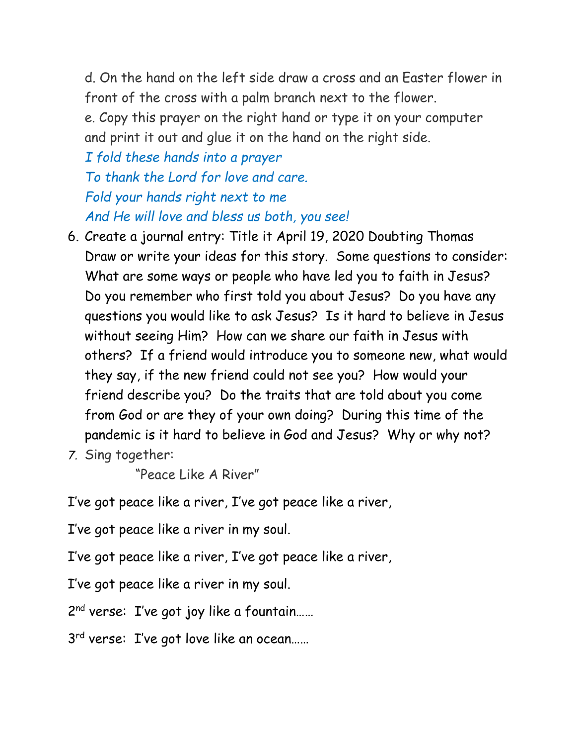d. On the hand on the left side draw a cross and an Easter flower in front of the cross with a palm branch next to the flower.

e. Copy this prayer on the right hand or type it on your computer and print it out and glue it on the hand on the right side.

*I fold these hands into a prayer*
*To thank the Lord for love and care.*
*Fold your hands right next to me*
*And He will love and bless us both, you see!*

6. Create a journal entry: Title it April 19, 2020 Doubting Thomas Draw or write your ideas for this story. Some questions to consider: What are some ways or people who have led you to faith in Jesus? Do you remember who first told you about Jesus? Do you have any questions you would like to ask Jesus? Is it hard to believe in Jesus without seeing Him? How can we share our faith in Jesus with others? If a friend would introduce you to someone new, what would they say, if the new friend could not see you? How would your friend describe you? Do the traits that are told about you come from God or are they of your own doing? During this time of the pandemic is it hard to believe in God and Jesus? Why or why not?
7. Sing together:

"Peace Like A River"

I've got peace like a river, I've got peace like a river,

I've got peace like a river in my soul.

I've got peace like a river, I've got peace like a river,

I've got peace like a river in my soul.

2nd verse: I've got joy like a fountain……

3rd verse: I've got love like an ocean……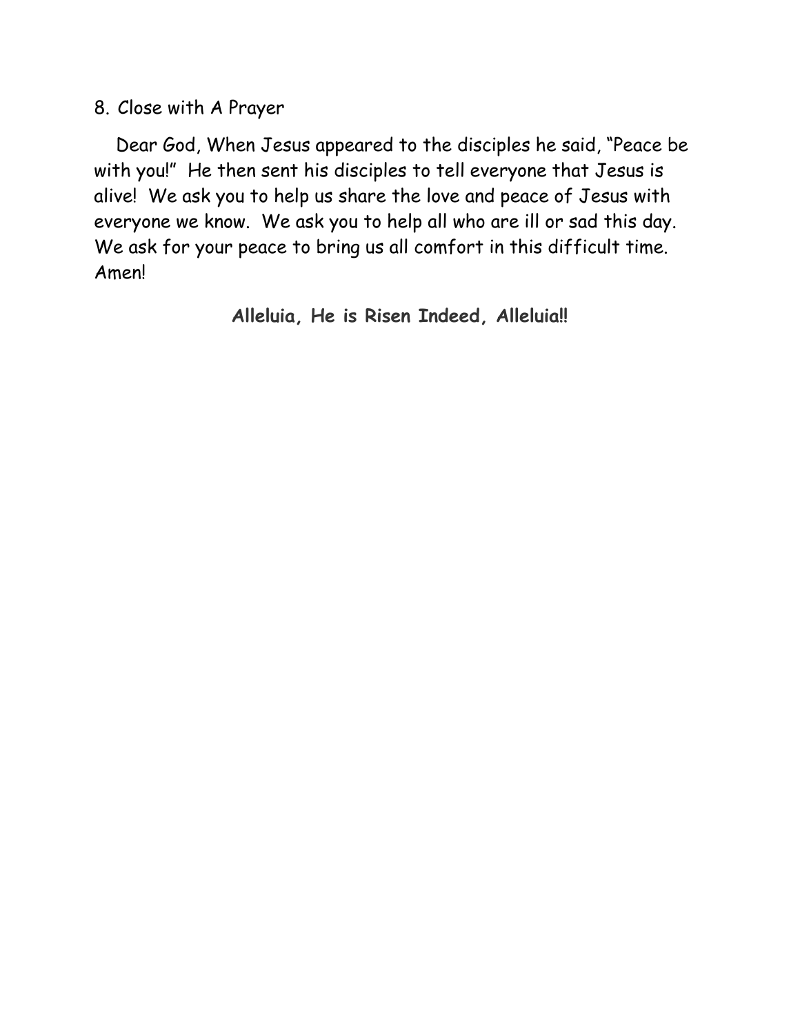8. Close with A Prayer

Dear God, When Jesus appeared to the disciples he said, "Peace be with you!" He then sent his disciples to tell everyone that Jesus is alive! We ask you to help us share the love and peace of Jesus with everyone we know. We ask you to help all who are ill or sad this day. We ask for your peace to bring us all comfort in this difficult time. Amen!

**Alleluia, He is Risen Indeed, Alleluia!!**